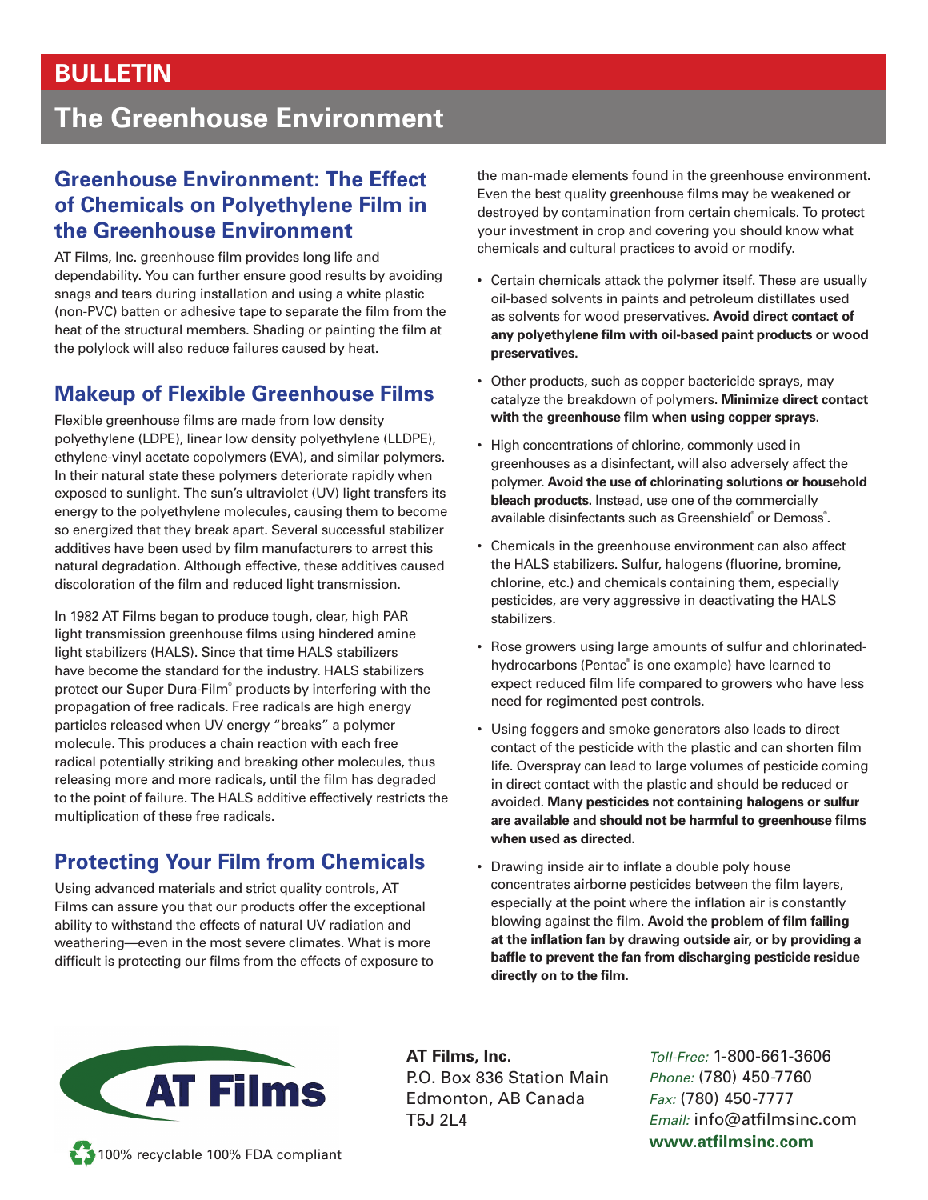# BULLETIN

# The Greenhouse Environment

## Greenhouse Environment: The Effect of Chemicals on Polyethylene Film in the Greenhouse Environment

AT Films, Inc. greenhouse film provides long life and dependability. You can further ensure good results by avoiding snags and tears during installation and using a white plastic (non-PVC) batten or adhesive tape to separate the film from the heat of the structural members. Shading or painting the film at the polylock will also reduce failures caused by heat.

## Makeup of Flexible Greenhouse Films

Flexible greenhouse films are made from low density polyethylene (LDPE), linear low density polyethylene (LLDPE), ethylene-vinyl acetate copolymers (EVA), and similar polymers. In their natural state these polymers deteriorate rapidly when exposed to sunlight. The sun's ultraviolet (UV) light transfers its energy to the polyethylene molecules, causing them to become so energized that they break apart. Several successful stabilizer additives have been used by film manufacturers to arrest this natural degradation. Although effective, these additives caused discoloration of the film and reduced light transmission.

In 1982 AT Films began to produce tough, clear, high PAR light transmission greenhouse films using hindered amine light stabilizers (HALS). Since that time HALS stabilizers have become the standard for the industry. HALS stabilizers protect our Super Dura-Film® products by interfering with the propagation of free radicals. Free radicals are high energy particles released when UV energy "breaks" a polymer molecule. This produces a chain reaction with each free radical potentially striking and breaking other molecules, thus releasing more and more radicals, until the film has degraded to the point of failure. The HALS additive effectively restricts the multiplication of these free radicals.

## Protecting Your Film from Chemicals

Using advanced materials and strict quality controls, AT Films can assure you that our products offer the exceptional ability to withstand the effects of natural UV radiation and weathering—even in the most severe climates. What is more difficult is protecting our films from the effects of exposure to the man-made elements found in the greenhouse environment. Even the best quality greenhouse films may be weakened or destroyed by contamination from certain chemicals. To protect your investment in crop and covering you should know what chemicals and cultural practices to avoid or modify.

- Certain chemicals attack the polymer itself. These are usually oil-based solvents in paints and petroleum distillates used as solvents for wood preservatives. **Avoid direct contact of any polyethylene film with oil-based paint products or wood preservatives.**
- Other products, such as copper bactericide sprays, may catalyze the breakdown of polymers. **Minimize direct contact with the greenhouse film when using copper sprays.**
- High concentrations of chlorine, commonly used in greenhouses as a disinfectant, will also adversely affect the polymer. **Avoid the use of chlorinating solutions or household bleach products.** Instead, use one of the commercially available disinfectants such as Greenshield® or Demoss®.
- Chemicals in the greenhouse environment can also affect the HALS stabilizers. Sulfur, halogens (fluorine, bromine, chlorine, etc.) and chemicals containing them, especially pesticides, are very aggressive in deactivating the HALS stabilizers.
- Rose growers using large amounts of sulfur and chlorinated-hydrocarbons (Pentac® is one example) have learned to expect reduced film life compared to growers who have less need for regimented pest controls.
- Using foggers and smoke generators also leads to direct contact of the pesticide with the plastic and can shorten film life. Overspray can lead to large volumes of pesticide coming in direct contact with the plastic and should be reduced or avoided. **Many pesticides not containing halogens or sulfur are available and should not be harmful to greenhouse films when used as directed.**
- Drawing inside air to inflate a double poly house concentrates airborne pesticides between the film layers, especially at the point where the inflation air is constantly blowing against the film. **Avoid the problem of film failing at the inflation fan by drawing outside air, or by providing a baffle to prevent the fan from discharging pesticide residue directly on to the film.**

AT Films

100% recyclable 100% FDA compliant

**AT Films, Inc.**
P.O. Box 836 Station Main
Edmonton, AB Canada
T5J 2L4

*Toll-Free:* 1-800-661-3606
*Phone:* (780) 450-7760
*Fax:* (780) 450-7777
*Email:* info@atfilmsinc.com
**www.atfilmsinc.com**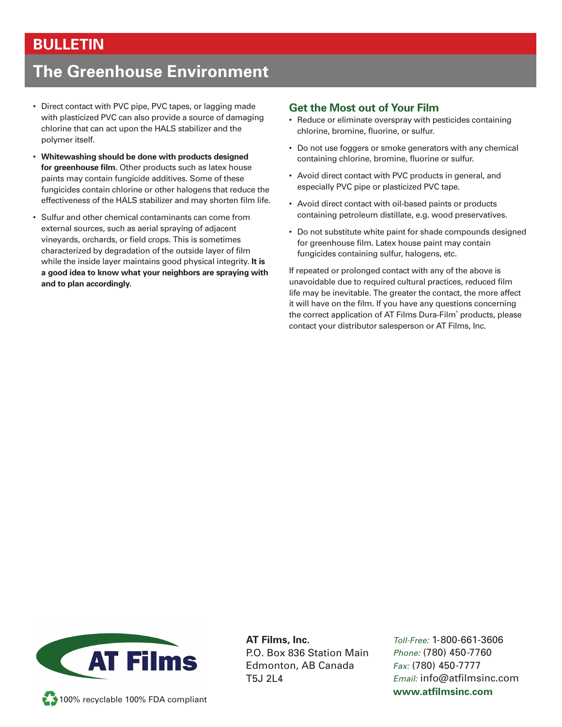# BULLETIN

## The Greenhouse Environment

- Direct contact with PVC pipe, PVC tapes, or lagging made with plasticized PVC can also provide a source of damaging chlorine that can act upon the HALS stabilizer and the polymer itself.
- **Whitewashing should be done with products designed for greenhouse film.** Other products such as latex house paints may contain fungicide additives. Some of these fungicides contain chlorine or other halogens that reduce the effectiveness of the HALS stabilizer and may shorten film life.
- Sulfur and other chemical contaminants can come from external sources, such as aerial spraying of adjacent vineyards, orchards, or field crops. This is sometimes characterized by degradation of the outside layer of film while the inside layer maintains good physical integrity. **It is a good idea to know what your neighbors are spraying with and to plan accordingly.**

### Get the Most out of Your Film

- Reduce or eliminate overspray with pesticides containing chlorine, bromine, fluorine, or sulfur.
- Do not use foggers or smoke generators with any chemical containing chlorine, bromine, fluorine or sulfur.
- Avoid direct contact with PVC products in general, and especially PVC pipe or plasticized PVC tape.
- Avoid direct contact with oil-based paints or products containing petroleum distillate, e.g. wood preservatives.
- Do not substitute white paint for shade compounds designed for greenhouse film. Latex house paint may contain fungicides containing sulfur, halogens, etc.

If repeated or prolonged contact with any of the above is unavoidable due to required cultural practices, reduced film life may be inevitable. The greater the contact, the more affect it will have on the film. If you have any questions concerning the correct application of AT Films Dura-Film® products, please contact your distributor salesperson or AT Films, Inc.

AT Films

100% recyclable 100% FDA compliant

**AT Films, Inc.**
P.O. Box 836 Station Main
Edmonton, AB Canada
T5J 2L4

*Toll-Free:* 1-800-661-3606
*Phone:* (780) 450-7760
*Fax:* (780) 450-7777
*Email:* info@atfilmsinc.com
**www.atfilmsinc.com**